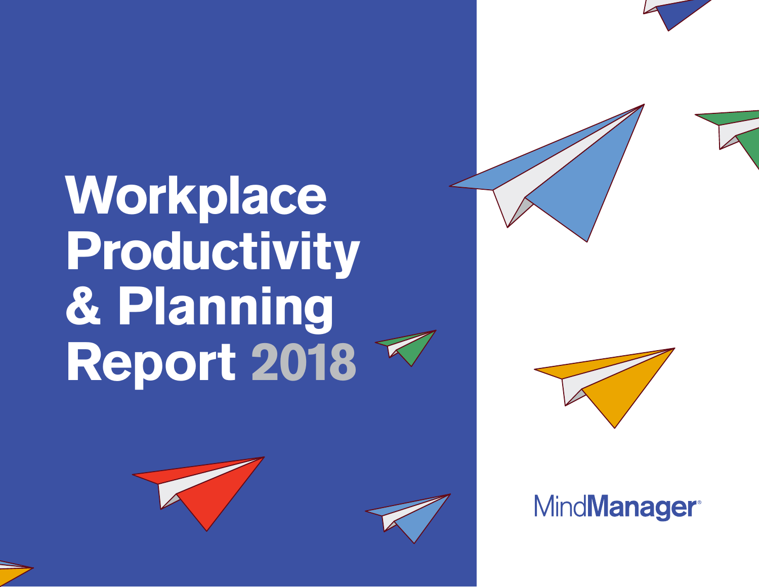# Workplace Productivity & Planning Report 2018

MindManager®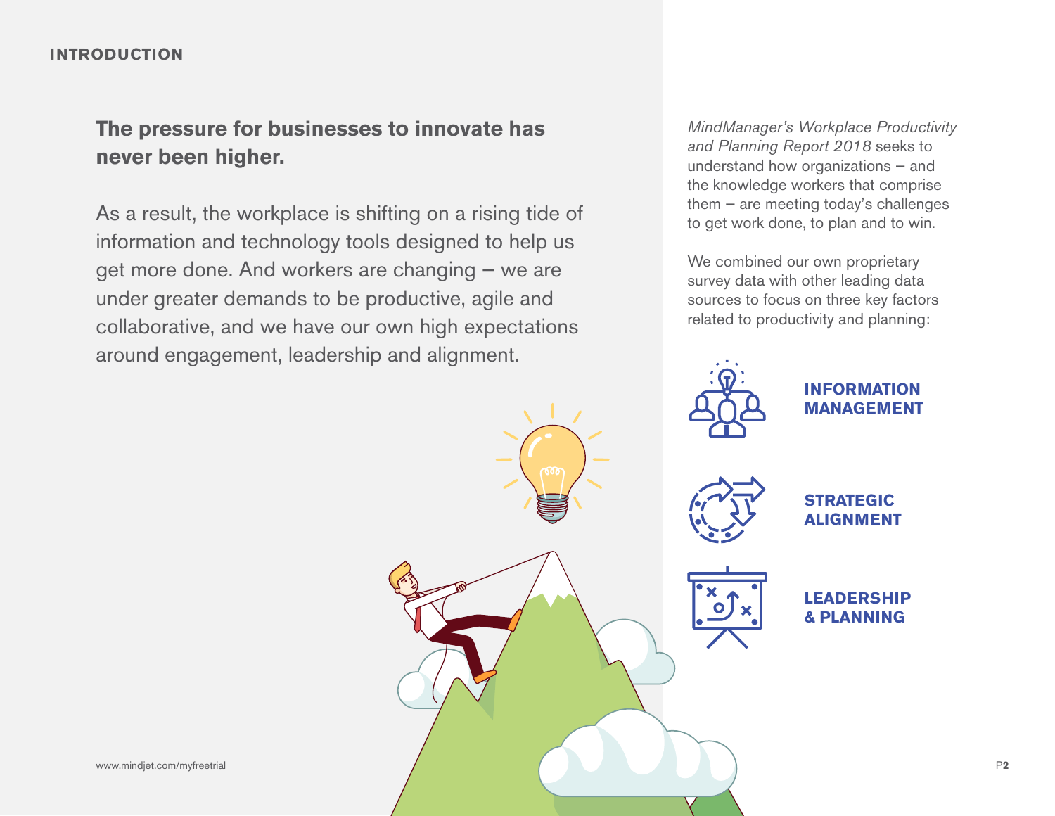## INTRODUCTION

**The pressure for businesses to innovate has never been higher.**

As a result, the workplace is shifting on a rising tide of information and technology tools designed to help us get more done. And workers are changing – we are under greater demands to be productive, agile and collaborative, and we have our own high expectations around engagement, leadership and alignment.

*MindManager's Workplace Productivity and Planning Report 2018* seeks to understand how organizations – and the knowledge workers that comprise them – are meeting today's challenges to get work done, to plan and to win.

We combined our own proprietary survey data with other leading data sources to focus on three key factors related to productivity and planning:

**INFORMATION MANAGEMENT**

**STRATEGIC ALIGNMENT**

**LEADERSHIP & PLANNING**

www.mindjet.com/myfreetrial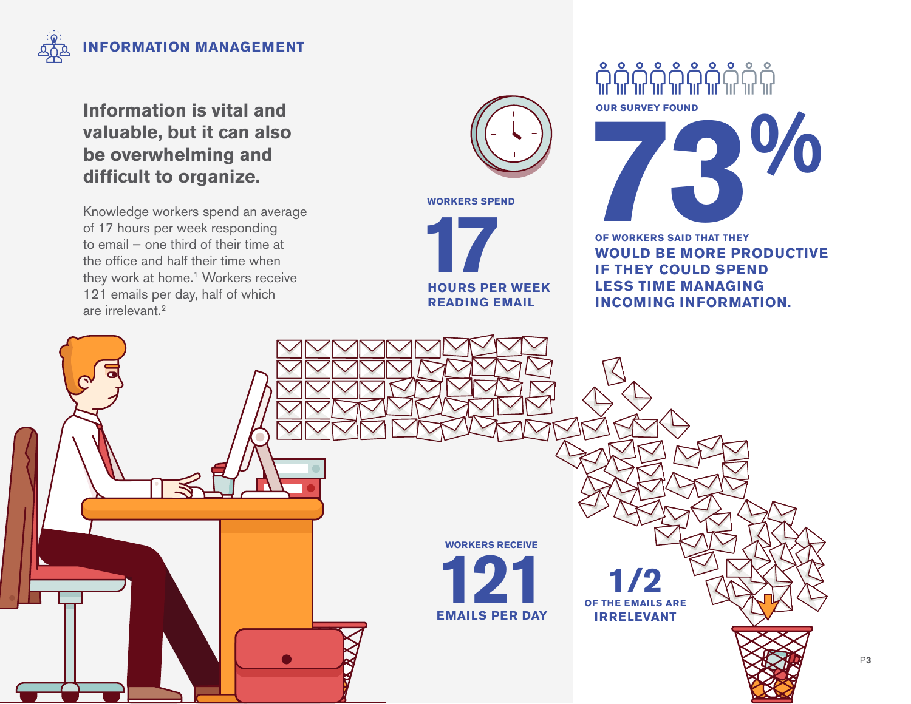## INFORMATION MANAGEMENT

### Information is vital and valuable, but it can also be overwhelming and difficult to organize.

Knowledge workers spend an average of 17 hours per week responding to email – one third of their time at the office and half their time when they work at home.[1] Workers receive 121 emails per day, half of which are irrelevant.[2]

WORKERS SPEND

**17**

**HOURS PER WEEK READING EMAIL**

OUR SURVEY FOUND

**73%**

OF WORKERS SAID THAT THEY **WOULD BE MORE PRODUCTIVE IF THEY COULD SPEND LESS TIME MANAGING INCOMING INFORMATION.**

WORKERS RECEIVE

**121**

**EMAILS PER DAY**

**1/2**

OF THE EMAILS ARE **IRRELEVANT**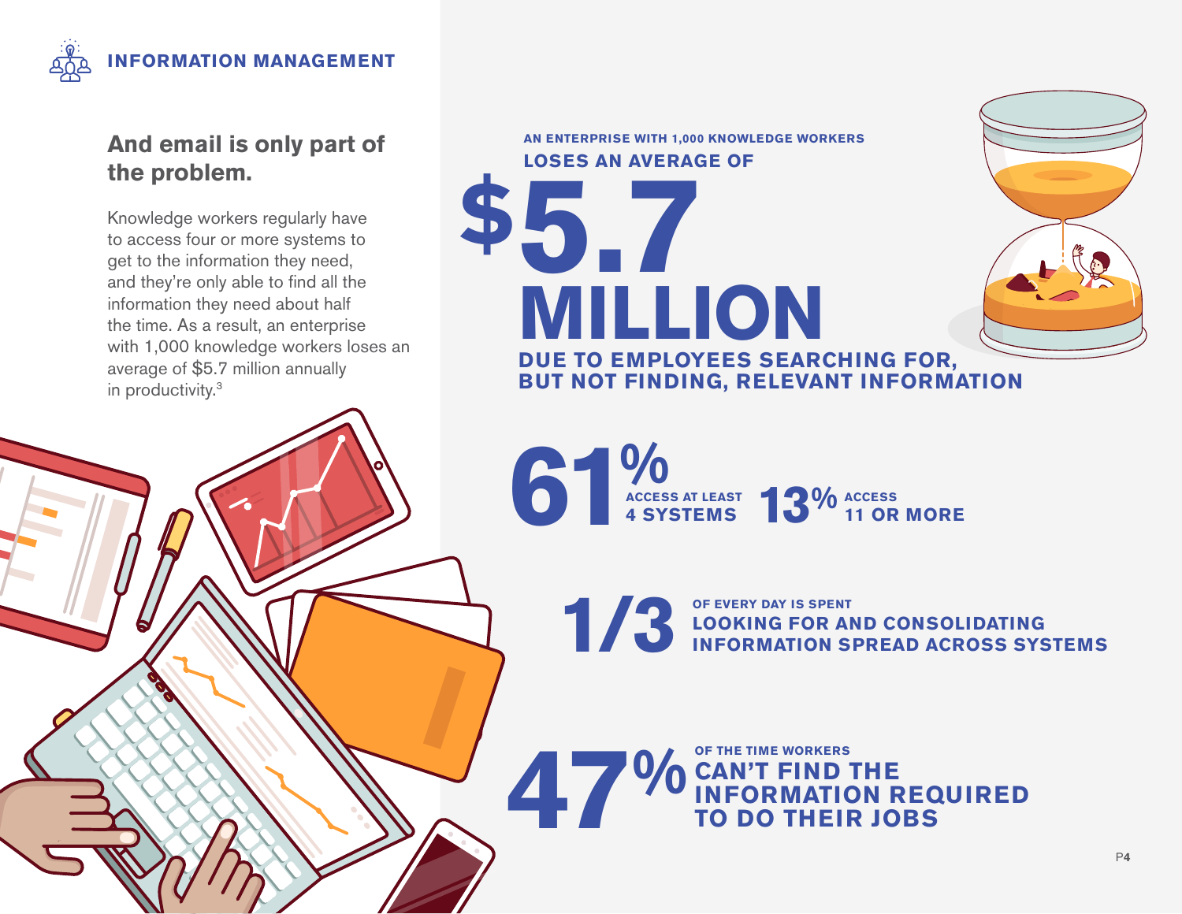## INFORMATION MANAGEMENT

### And email is only part of the problem.

Knowledge workers regularly have to access four or more systems to get to the information they need, and they're only able to find all the information they need about half the time. As a result, an enterprise with 1,000 knowledge workers loses an average of $5.7 million annually in productivity.[3]

AN ENTERPRISE WITH 1,000 KNOWLEDGE WORKERS **LOSES AN AVERAGE OF**

# $5.7 MILLION

**DUE TO EMPLOYEES SEARCHING FOR, BUT NOT FINDING, RELEVANT INFORMATION**

**61%** ACCESS AT LEAST **4 SYSTEMS**

**13%** ACCESS **11 OR MORE**

**1/3** OF EVERY DAY IS SPENT **LOOKING FOR AND CONSOLIDATING INFORMATION SPREAD ACROSS SYSTEMS**

**47%** OF THE TIME WORKERS **CAN'T FIND THE INFORMATION REQUIRED TO DO THEIR JOBS**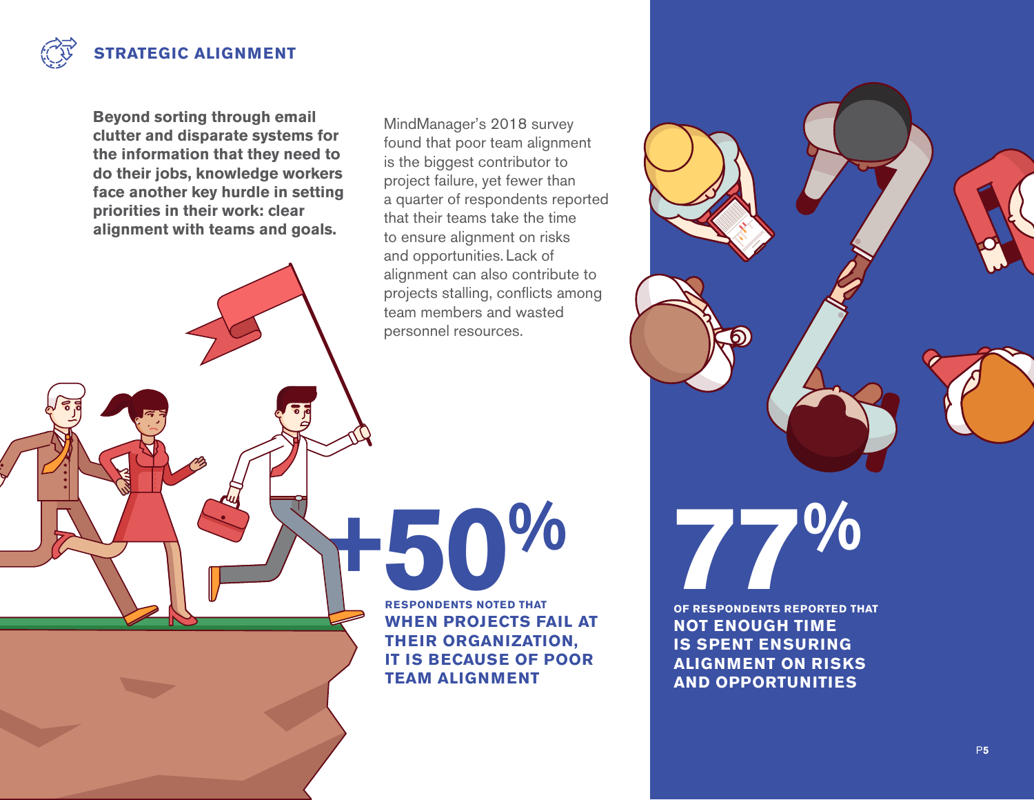## STRATEGIC ALIGNMENT

**Beyond sorting through email clutter and disparate systems for the information that they need to do their jobs, knowledge workers face another key hurdle in setting priorities in their work: clear alignment with teams and goals.**

MindManager's 2018 survey found that poor team alignment is the biggest contributor to project failure, yet fewer than a quarter of respondents reported that their teams take the time to ensure alignment on risks and opportunities. Lack of alignment can also contribute to projects stalling, conflicts among team members and wasted personnel resources.

**+50%**

**RESPONDENTS NOTED THAT WHEN PROJECTS FAIL AT THEIR ORGANIZATION, IT IS BECAUSE OF POOR TEAM ALIGNMENT**

**77%**

**OF RESPONDENTS REPORTED THAT NOT ENOUGH TIME IS SPENT ENSURING ALIGNMENT ON RISKS AND OPPORTUNITIES**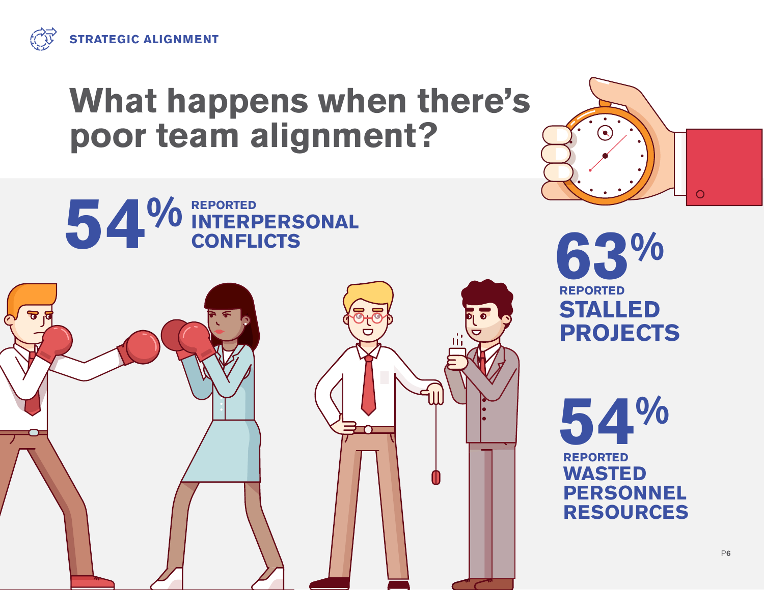STRATEGIC ALIGNMENT

# What happens when there's poor team alignment?

**54%** REPORTED **INTERPERSONAL CONFLICTS**

**63%** REPORTED **STALLED PROJECTS**

**54%** REPORTED **WASTED PERSONNEL RESOURCES**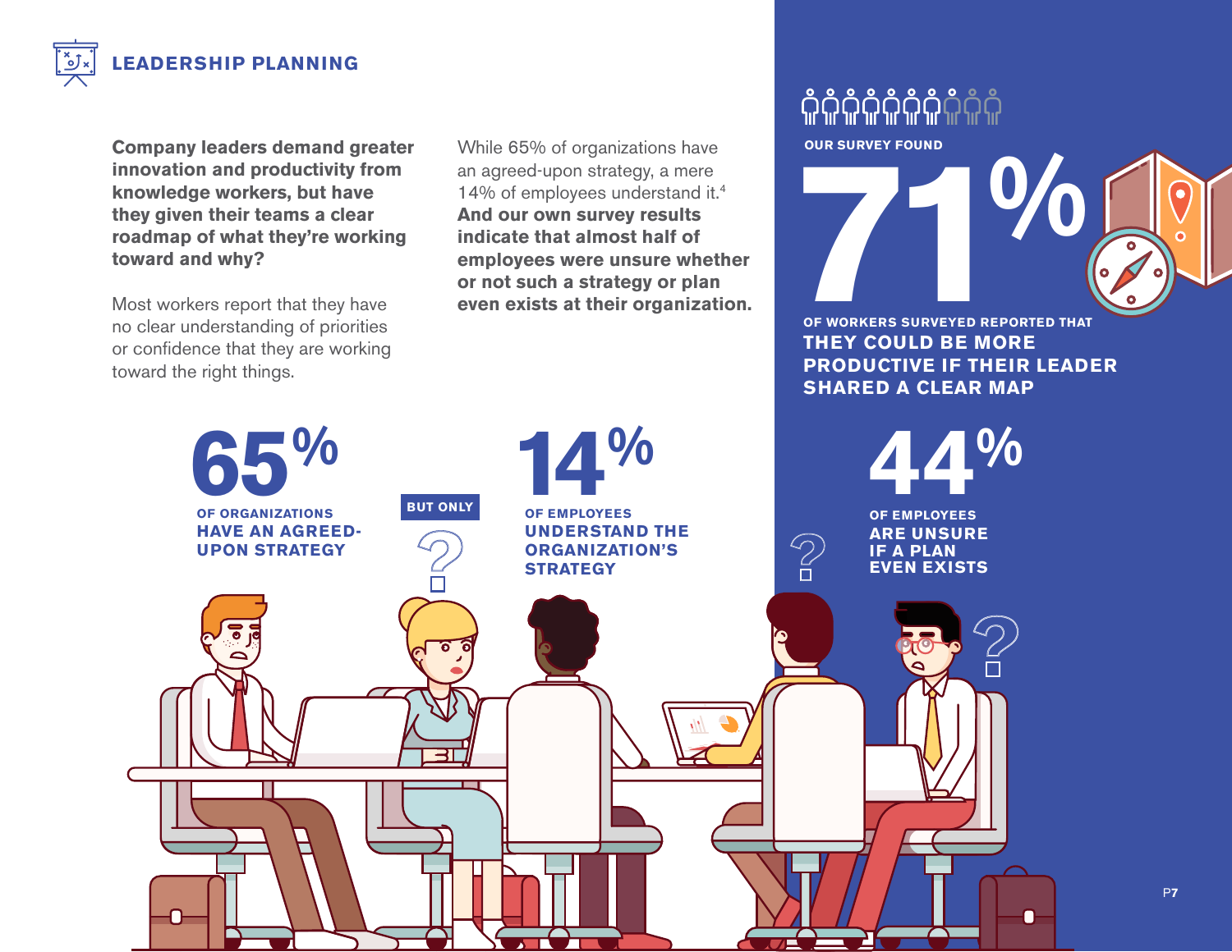## LEADERSHIP PLANNING

**Company leaders demand greater innovation and productivity from knowledge workers, but have they given their teams a clear roadmap of what they're working toward and why?**

Most workers report that they have no clear understanding of priorities or confidence that they are working toward the right things.

While 65% of organizations have an agreed-upon strategy, a mere 14% of employees understand it.[4] **And our own survey results indicate that almost half of employees were unsure whether or not such a strategy or plan even exists at their organization.**

**65%**

OF ORGANIZATIONS **HAVE AN AGREED-UPON STRATEGY**

BUT ONLY

**14%**

OF EMPLOYEES **UNDERSTAND THE ORGANIZATION'S STRATEGY**

OUR SURVEY FOUND

**71%**

OF WORKERS SURVEYED REPORTED THAT **THEY COULD BE MORE PRODUCTIVE IF THEIR LEADER SHARED A CLEAR MAP**

**44%**

OF EMPLOYEES **ARE UNSURE IF A PLAN EVEN EXISTS**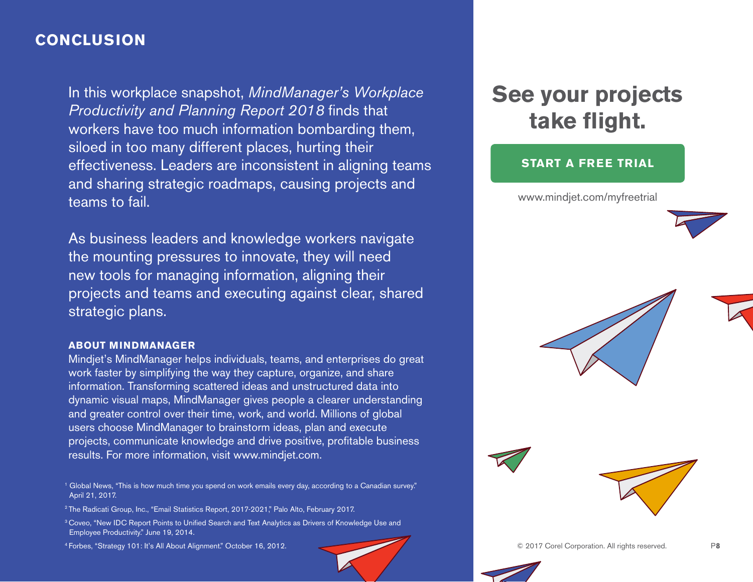## CONCLUSION

In this workplace snapshot, *MindManager's Workplace Productivity and Planning Report 2018* finds that workers have too much information bombarding them, siloed in too many different places, hurting their effectiveness. Leaders are inconsistent in aligning teams and sharing strategic roadmaps, causing projects and teams to fail.

As business leaders and knowledge workers navigate the mounting pressures to innovate, they will need new tools for managing information, aligning their projects and teams and executing against clear, shared strategic plans.

### ABOUT MINDMANAGER

Mindjet's MindManager helps individuals, teams, and enterprises do great work faster by simplifying the way they capture, organize, and share information. Transforming scattered ideas and unstructured data into dynamic visual maps, MindManager gives people a clearer understanding and greater control over their time, work, and world. Millions of global users choose MindManager to brainstorm ideas, plan and execute projects, communicate knowledge and drive positive, profitable business results. For more information, visit www.mindjet.com.

[1] Global News, "This is how much time you spend on work emails every day, according to a Canadian survey." April 21, 2017.

[2] The Radicati Group, Inc., "Email Statistics Report, 2017-2021," Palo Alto, February 2017.

[3] Coveo, "New IDC Report Points to Unified Search and Text Analytics as Drivers of Knowledge Use and Employee Productivity." June 19, 2014.

[4] Forbes, "Strategy 101: It's All About Alignment." October 16, 2012.

## See your projects take flight.

**START A FREE TRIAL**

www.mindjet.com/myfreetrial

© 2017 Corel Corporation. All rights reserved.